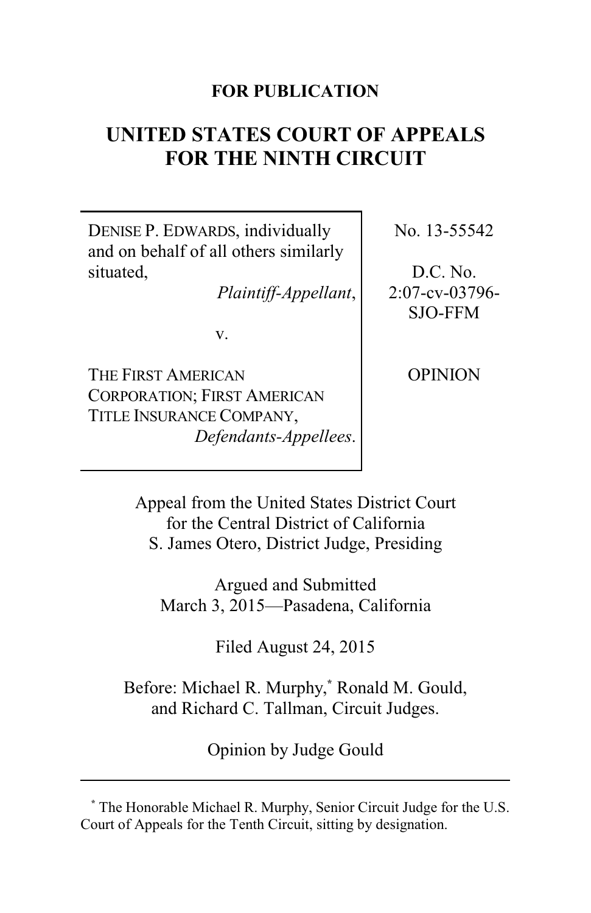**FOR PUBLICATION**

# UNITED STATES COURT OF APPEALS FOR THE NINTH CIRCUIT

| | |
|---|---|
| DENISE P. EDWARDS, individually and on behalf of all others similarly situated, *Plaintiff-Appellant*, v. THE FIRST AMERICAN CORPORATION; FIRST AMERICAN TITLE INSURANCE COMPANY, *Defendants-Appellees*. | No. 13-55542 D.C. No. 2:07-cv-03796-SJO-FFM OPINION |

Appeal from the United States District Court for the Central District of California
S. James Otero, District Judge, Presiding

Argued and Submitted
March 3, 2015—Pasadena, California

Filed August 24, 2015

Before: Michael R. Murphy,[*] Ronald M. Gould, and Richard C. Tallman, Circuit Judges.

Opinion by Judge Gould

---

[*] The Honorable Michael R. Murphy, Senior Circuit Judge for the U.S. Court of Appeals for the Tenth Circuit, sitting by designation.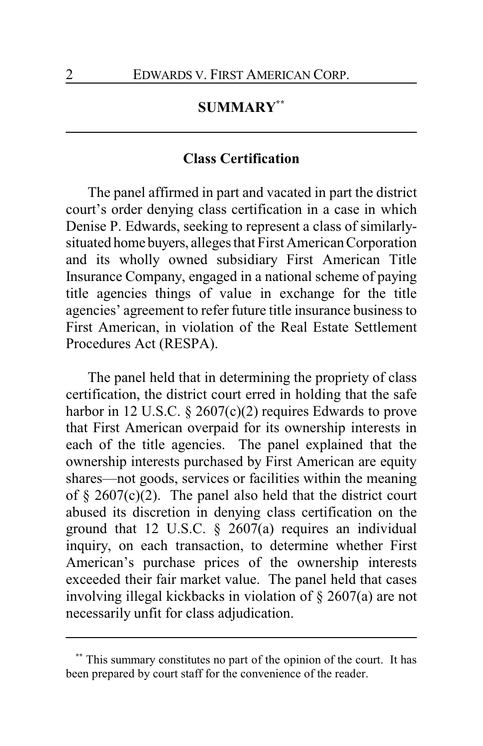## SUMMARY[**]

### Class Certification

The panel affirmed in part and vacated in part the district court's order denying class certification in a case in which Denise P. Edwards, seeking to represent a class of similarly-situated home buyers, alleges that First American Corporation and its wholly owned subsidiary First American Title Insurance Company, engaged in a national scheme of paying title agencies things of value in exchange for the title agencies' agreement to refer future title insurance business to First American, in violation of the Real Estate Settlement Procedures Act (RESPA).

The panel held that in determining the propriety of class certification, the district court erred in holding that the safe harbor in 12 U.S.C. § 2607(c)(2) requires Edwards to prove that First American overpaid for its ownership interests in each of the title agencies. The panel explained that the ownership interests purchased by First American are equity shares—not goods, services or facilities within the meaning of § 2607(c)(2). The panel also held that the district court abused its discretion in denying class certification on the ground that 12 U.S.C. § 2607(a) requires an individual inquiry, on each transaction, to determine whether First American's purchase prices of the ownership interests exceeded their fair market value. The panel held that cases involving illegal kickbacks in violation of § 2607(a) are not necessarily unfit for class adjudication.

---

[**] This summary constitutes no part of the opinion of the court. It has been prepared by court staff for the convenience of the reader.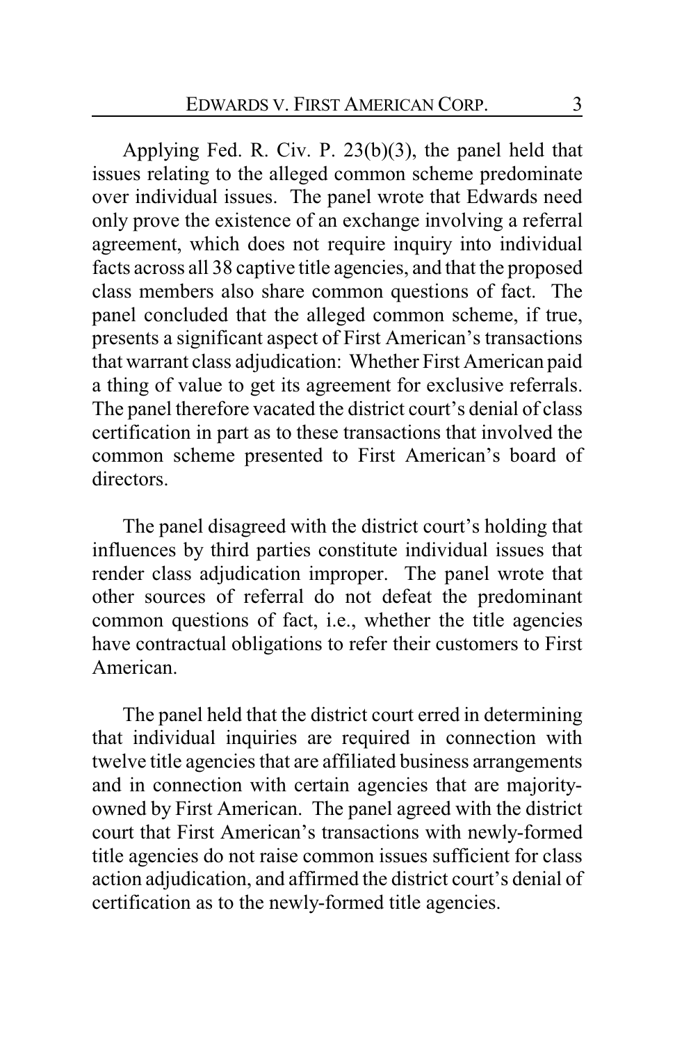Applying Fed. R. Civ. P. 23(b)(3), the panel held that issues relating to the alleged common scheme predominate over individual issues. The panel wrote that Edwards need only prove the existence of an exchange involving a referral agreement, which does not require inquiry into individual facts across all 38 captive title agencies, and that the proposed class members also share common questions of fact. The panel concluded that the alleged common scheme, if true, presents a significant aspect of First American's transactions that warrant class adjudication: Whether First American paid a thing of value to get its agreement for exclusive referrals. The panel therefore vacated the district court's denial of class certification in part as to these transactions that involved the common scheme presented to First American's board of directors.

The panel disagreed with the district court's holding that influences by third parties constitute individual issues that render class adjudication improper. The panel wrote that other sources of referral do not defeat the predominant common questions of fact, i.e., whether the title agencies have contractual obligations to refer their customers to First American.

The panel held that the district court erred in determining that individual inquiries are required in connection with twelve title agencies that are affiliated business arrangements and in connection with certain agencies that are majority-owned by First American. The panel agreed with the district court that First American's transactions with newly-formed title agencies do not raise common issues sufficient for class action adjudication, and affirmed the district court's denial of certification as to the newly-formed title agencies.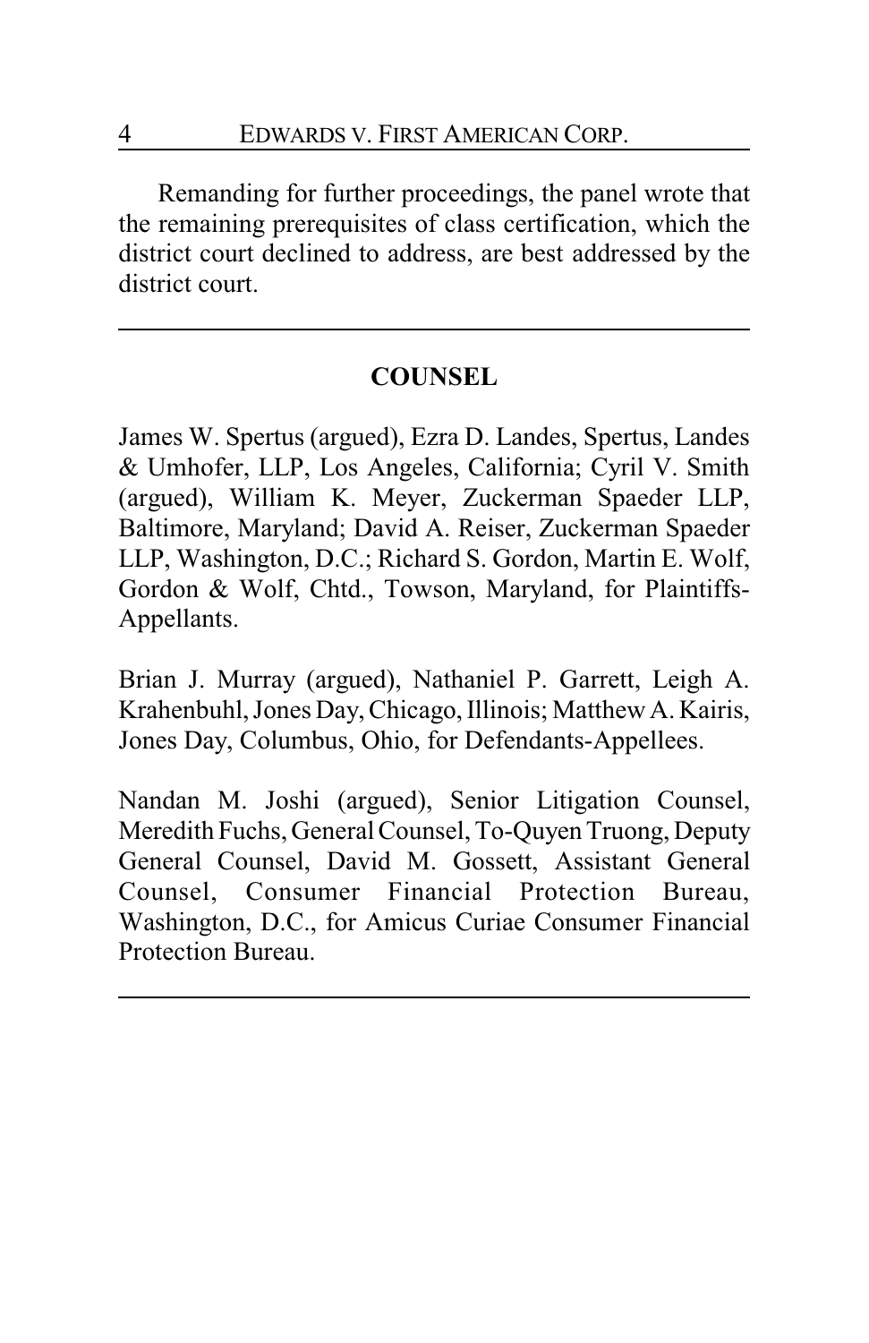Remanding for further proceedings, the panel wrote that the remaining prerequisites of class certification, which the district court declined to address, are best addressed by the district court.

---

## COUNSEL

James W. Spertus (argued), Ezra D. Landes, Spertus, Landes & Umhofer, LLP, Los Angeles, California; Cyril V. Smith (argued), William K. Meyer, Zuckerman Spaeder LLP, Baltimore, Maryland; David A. Reiser, Zuckerman Spaeder LLP, Washington, D.C.; Richard S. Gordon, Martin E. Wolf, Gordon & Wolf, Chtd., Towson, Maryland, for Plaintiffs-Appellants.

Brian J. Murray (argued), Nathaniel P. Garrett, Leigh A. Krahenbuhl, Jones Day, Chicago, Illinois; Matthew A. Kairis, Jones Day, Columbus, Ohio, for Defendants-Appellees.

Nandan M. Joshi (argued), Senior Litigation Counsel, Meredith Fuchs, General Counsel, To-Quyen Truong, Deputy General Counsel, David M. Gossett, Assistant General Counsel, Consumer Financial Protection Bureau, Washington, D.C., for Amicus Curiae Consumer Financial Protection Bureau.

---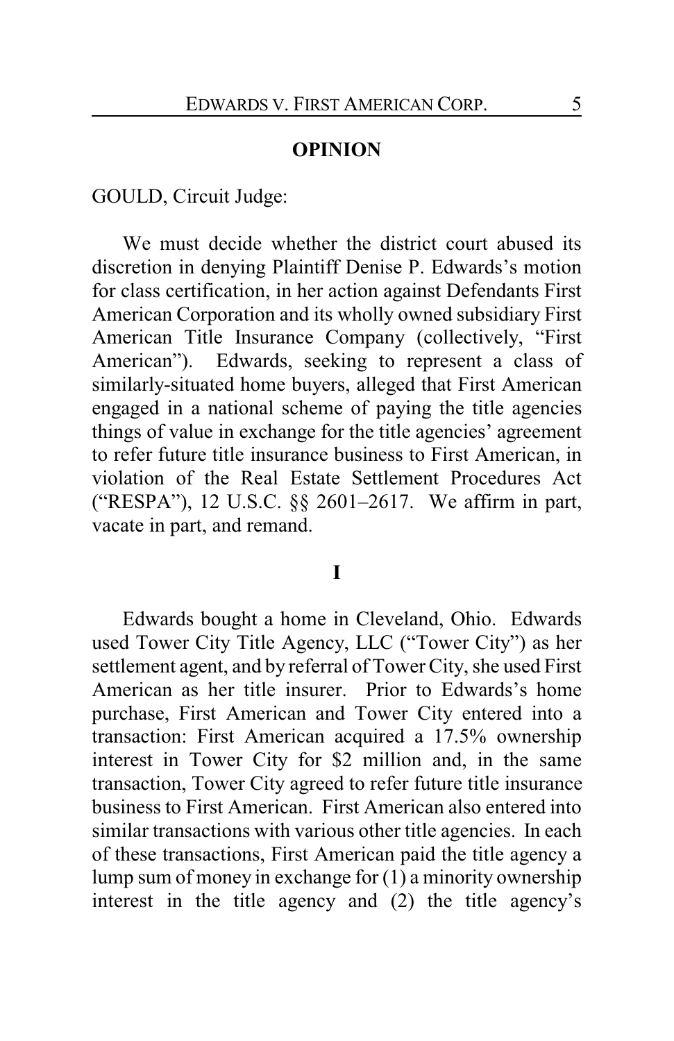## OPINION

GOULD, Circuit Judge:

We must decide whether the district court abused its discretion in denying Plaintiff Denise P. Edwards's motion for class certification, in her action against Defendants First American Corporation and its wholly owned subsidiary First American Title Insurance Company (collectively, "First American"). Edwards, seeking to represent a class of similarly-situated home buyers, alleged that First American engaged in a national scheme of paying the title agencies things of value in exchange for the title agencies' agreement to refer future title insurance business to First American, in violation of the Real Estate Settlement Procedures Act ("RESPA"), 12 U.S.C. §§ 2601–2617. We affirm in part, vacate in part, and remand.

## I

Edwards bought a home in Cleveland, Ohio. Edwards used Tower City Title Agency, LLC ("Tower City") as her settlement agent, and by referral of Tower City, she used First American as her title insurer. Prior to Edwards's home purchase, First American and Tower City entered into a transaction: First American acquired a 17.5% ownership interest in Tower City for $2 million and, in the same transaction, Tower City agreed to refer future title insurance business to First American. First American also entered into similar transactions with various other title agencies. In each of these transactions, First American paid the title agency a lump sum of money in exchange for (1) a minority ownership interest in the title agency and (2) the title agency's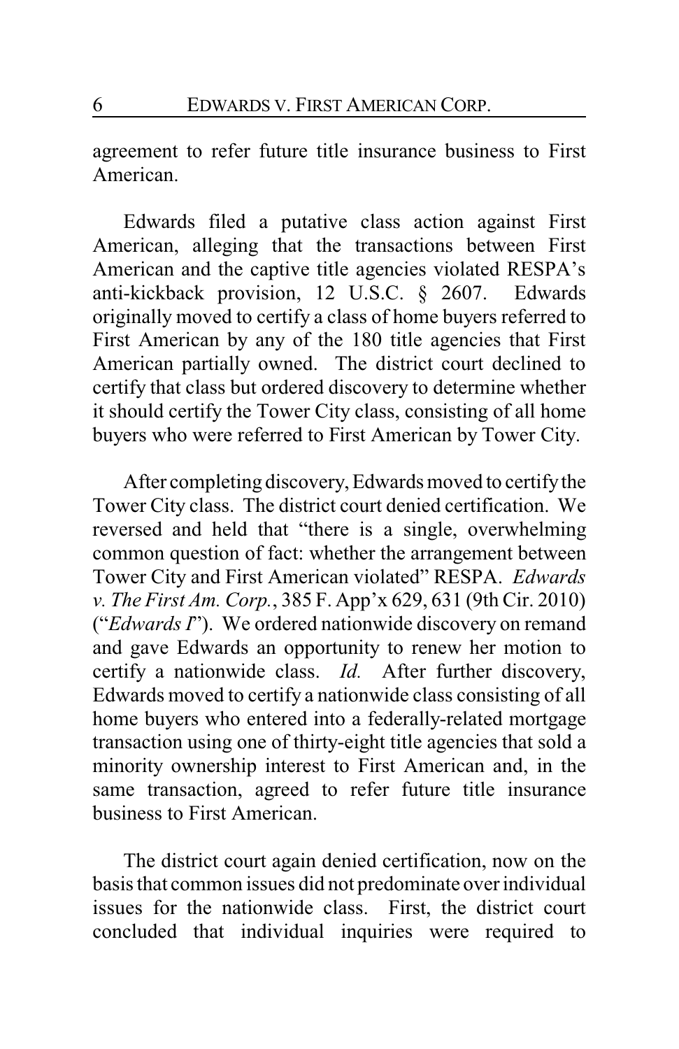agreement to refer future title insurance business to First American.

Edwards filed a putative class action against First American, alleging that the transactions between First American and the captive title agencies violated RESPA's anti-kickback provision, 12 U.S.C. § 2607. Edwards originally moved to certify a class of home buyers referred to First American by any of the 180 title agencies that First American partially owned. The district court declined to certify that class but ordered discovery to determine whether it should certify the Tower City class, consisting of all home buyers who were referred to First American by Tower City.

After completing discovery, Edwards moved to certify the Tower City class. The district court denied certification. We reversed and held that "there is a single, overwhelming common question of fact: whether the arrangement between Tower City and First American violated" RESPA. *Edwards v. The First Am. Corp.*, 385 F. App'x 629, 631 (9th Cir. 2010) ("*Edwards I*"). We ordered nationwide discovery on remand and gave Edwards an opportunity to renew her motion to certify a nationwide class. *Id.* After further discovery, Edwards moved to certify a nationwide class consisting of all home buyers who entered into a federally-related mortgage transaction using one of thirty-eight title agencies that sold a minority ownership interest to First American and, in the same transaction, agreed to refer future title insurance business to First American.

The district court again denied certification, now on the basis that common issues did not predominate over individual issues for the nationwide class. First, the district court concluded that individual inquiries were required to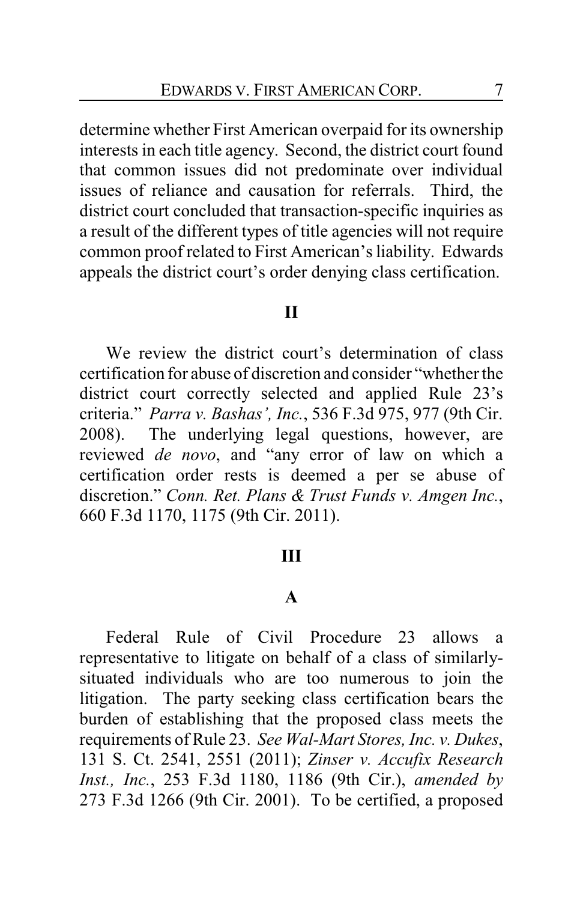determine whether First American overpaid for its ownership interests in each title agency. Second, the district court found that common issues did not predominate over individual issues of reliance and causation for referrals. Third, the district court concluded that transaction-specific inquiries as a result of the different types of title agencies will not require common proof related to First American's liability. Edwards appeals the district court's order denying class certification.

## II

We review the district court's determination of class certification for abuse of discretion and consider "whether the district court correctly selected and applied Rule 23's criteria." *Parra v. Bashas', Inc.*, 536 F.3d 975, 977 (9th Cir. 2008). The underlying legal questions, however, are reviewed *de novo*, and "any error of law on which a certification order rests is deemed a per se abuse of discretion." *Conn. Ret. Plans & Trust Funds v. Amgen Inc.*, 660 F.3d 1170, 1175 (9th Cir. 2011).

## III

### A

Federal Rule of Civil Procedure 23 allows a representative to litigate on behalf of a class of similarly-situated individuals who are too numerous to join the litigation. The party seeking class certification bears the burden of establishing that the proposed class meets the requirements of Rule 23. *See Wal-Mart Stores, Inc. v. Dukes*, 131 S. Ct. 2541, 2551 (2011); *Zinser v. Accufix Research Inst., Inc.*, 253 F.3d 1180, 1186 (9th Cir.), *amended by* 273 F.3d 1266 (9th Cir. 2001). To be certified, a proposed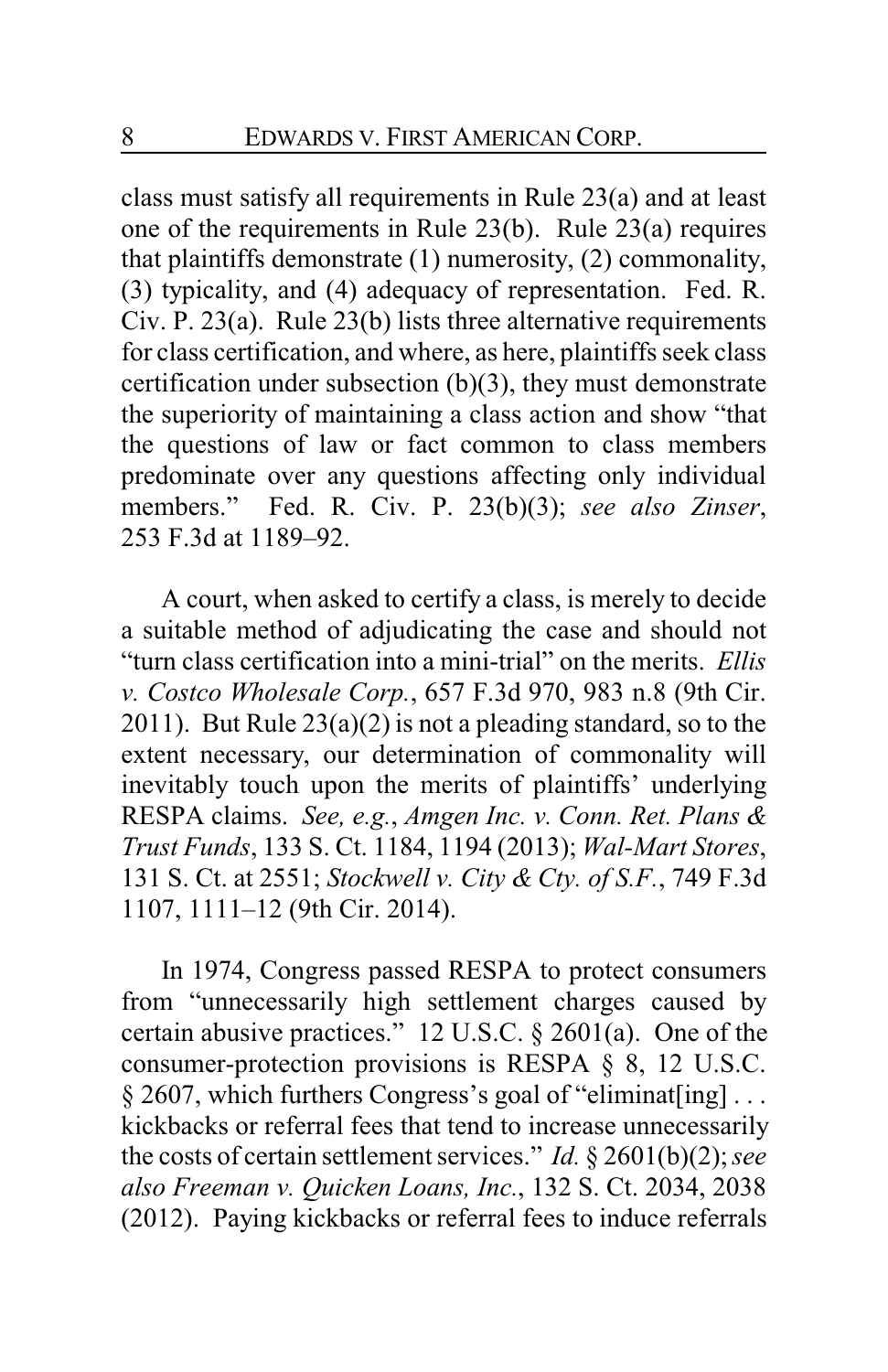class must satisfy all requirements in Rule 23(a) and at least one of the requirements in Rule 23(b). Rule 23(a) requires that plaintiffs demonstrate (1) numerosity, (2) commonality, (3) typicality, and (4) adequacy of representation. Fed. R. Civ. P. 23(a). Rule 23(b) lists three alternative requirements for class certification, and where, as here, plaintiffs seek class certification under subsection (b)(3), they must demonstrate the superiority of maintaining a class action and show "that the questions of law or fact common to class members predominate over any questions affecting only individual members." Fed. R. Civ. P. 23(b)(3); *see also Zinser*, 253 F.3d at 1189–92.

A court, when asked to certify a class, is merely to decide a suitable method of adjudicating the case and should not "turn class certification into a mini-trial" on the merits. *Ellis v. Costco Wholesale Corp.*, 657 F.3d 970, 983 n.8 (9th Cir. 2011). But Rule 23(a)(2) is not a pleading standard, so to the extent necessary, our determination of commonality will inevitably touch upon the merits of plaintiffs' underlying RESPA claims. *See, e.g.*, *Amgen Inc. v. Conn. Ret. Plans & Trust Funds*, 133 S. Ct. 1184, 1194 (2013); *Wal-Mart Stores*, 131 S. Ct. at 2551; *Stockwell v. City & Cty. of S.F.*, 749 F.3d 1107, 1111–12 (9th Cir. 2014).

In 1974, Congress passed RESPA to protect consumers from "unnecessarily high settlement charges caused by certain abusive practices." 12 U.S.C. § 2601(a). One of the consumer-protection provisions is RESPA § 8, 12 U.S.C. § 2607, which furthers Congress's goal of "eliminat[ing] . . . kickbacks or referral fees that tend to increase unnecessarily the costs of certain settlement services." *Id.* § 2601(b)(2); *see also Freeman v. Quicken Loans, Inc.*, 132 S. Ct. 2034, 2038 (2012). Paying kickbacks or referral fees to induce referrals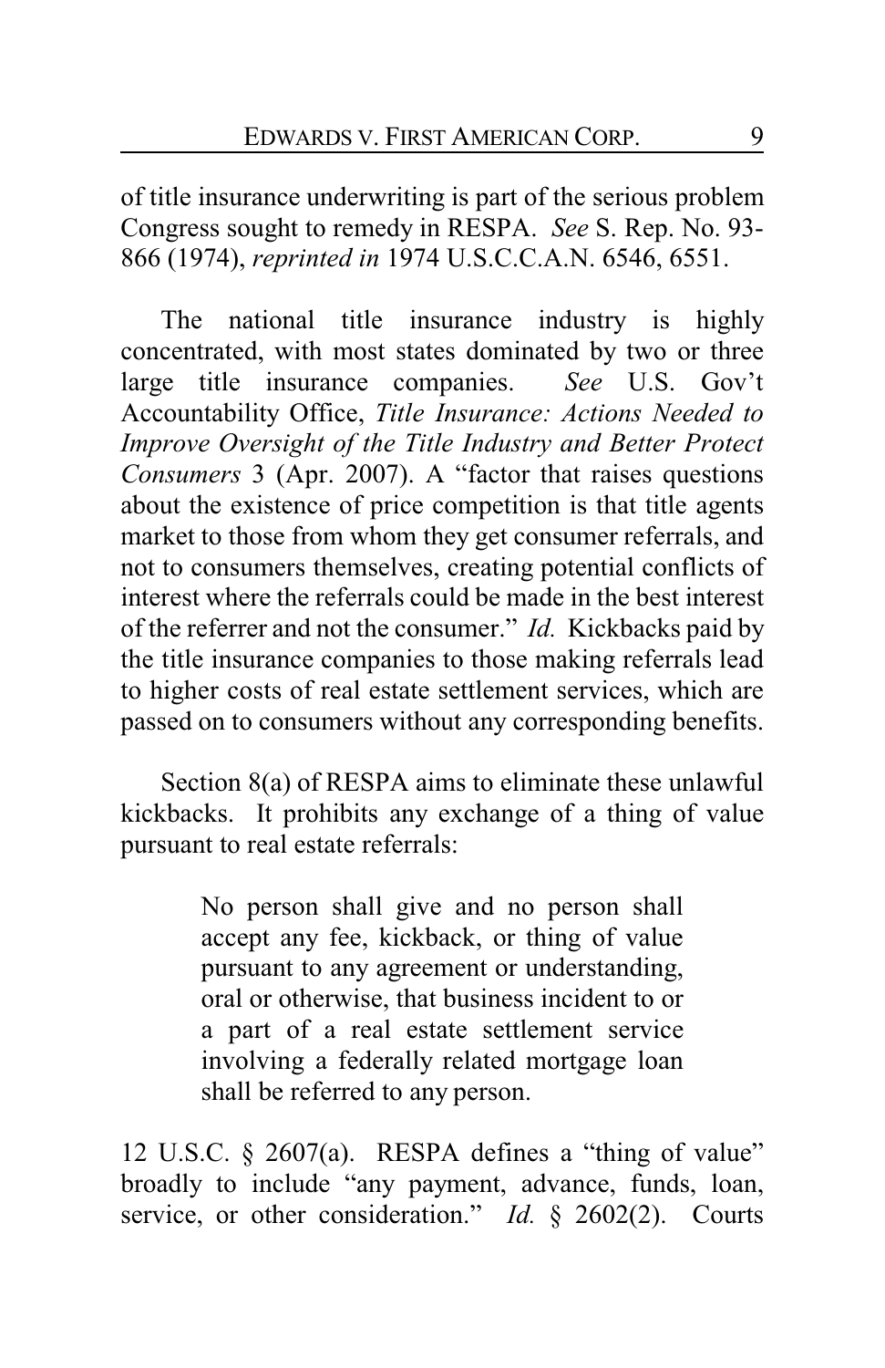of title insurance underwriting is part of the serious problem Congress sought to remedy in RESPA. *See* S. Rep. No. 93-866 (1974), *reprinted in* 1974 U.S.C.C.A.N. 6546, 6551.

The national title insurance industry is highly concentrated, with most states dominated by two or three large title insurance companies. *See* U.S. Gov't Accountability Office, *Title Insurance: Actions Needed to Improve Oversight of the Title Industry and Better Protect Consumers* 3 (Apr. 2007). A "factor that raises questions about the existence of price competition is that title agents market to those from whom they get consumer referrals, and not to consumers themselves, creating potential conflicts of interest where the referrals could be made in the best interest of the referrer and not the consumer." *Id.* Kickbacks paid by the title insurance companies to those making referrals lead to higher costs of real estate settlement services, which are passed on to consumers without any corresponding benefits.

Section 8(a) of RESPA aims to eliminate these unlawful kickbacks. It prohibits any exchange of a thing of value pursuant to real estate referrals:

> No person shall give and no person shall accept any fee, kickback, or thing of value pursuant to any agreement or understanding, oral or otherwise, that business incident to or a part of a real estate settlement service involving a federally related mortgage loan shall be referred to any person.

12 U.S.C. § 2607(a). RESPA defines a "thing of value" broadly to include "any payment, advance, funds, loan, service, or other consideration." *Id.* § 2602(2). Courts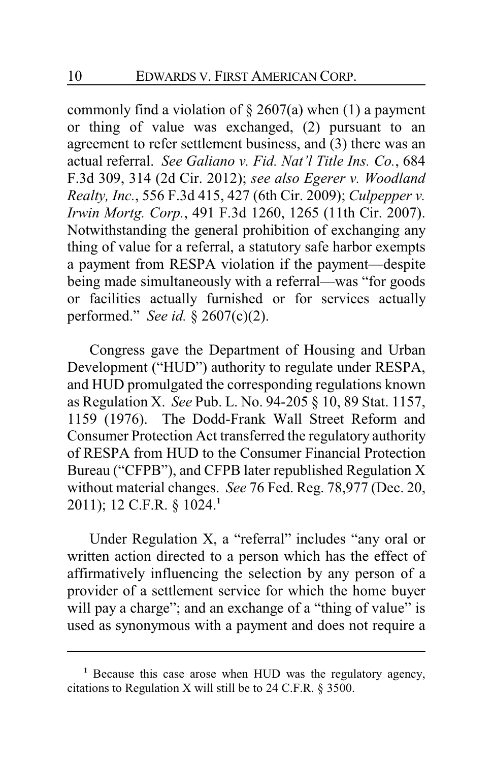commonly find a violation of § 2607(a) when (1) a payment or thing of value was exchanged, (2) pursuant to an agreement to refer settlement business, and (3) there was an actual referral. *See Galiano v. Fid. Nat'l Title Ins. Co.*, 684 F.3d 309, 314 (2d Cir. 2012); *see also Egerer v. Woodland Realty, Inc.*, 556 F.3d 415, 427 (6th Cir. 2009); *Culpepper v. Irwin Mortg. Corp.*, 491 F.3d 1260, 1265 (11th Cir. 2007). Notwithstanding the general prohibition of exchanging any thing of value for a referral, a statutory safe harbor exempts a payment from RESPA violation if the payment—despite being made simultaneously with a referral—was "for goods or facilities actually furnished or for services actually performed." *See id.* § 2607(c)(2).

Congress gave the Department of Housing and Urban Development ("HUD") authority to regulate under RESPA, and HUD promulgated the corresponding regulations known as Regulation X. *See* Pub. L. No. 94-205 § 10, 89 Stat. 1157, 1159 (1976). The Dodd-Frank Wall Street Reform and Consumer Protection Act transferred the regulatory authority of RESPA from HUD to the Consumer Financial Protection Bureau ("CFPB"), and CFPB later republished Regulation X without material changes. *See* 76 Fed. Reg. 78,977 (Dec. 20, 2011); 12 C.F.R. § 1024.[1]

Under Regulation X, a "referral" includes "any oral or written action directed to a person which has the effect of affirmatively influencing the selection by any person of a provider of a settlement service for which the home buyer will pay a charge"; and an exchange of a "thing of value" is used as synonymous with a payment and does not require a

---

[1] Because this case arose when HUD was the regulatory agency, citations to Regulation X will still be to 24 C.F.R. § 3500.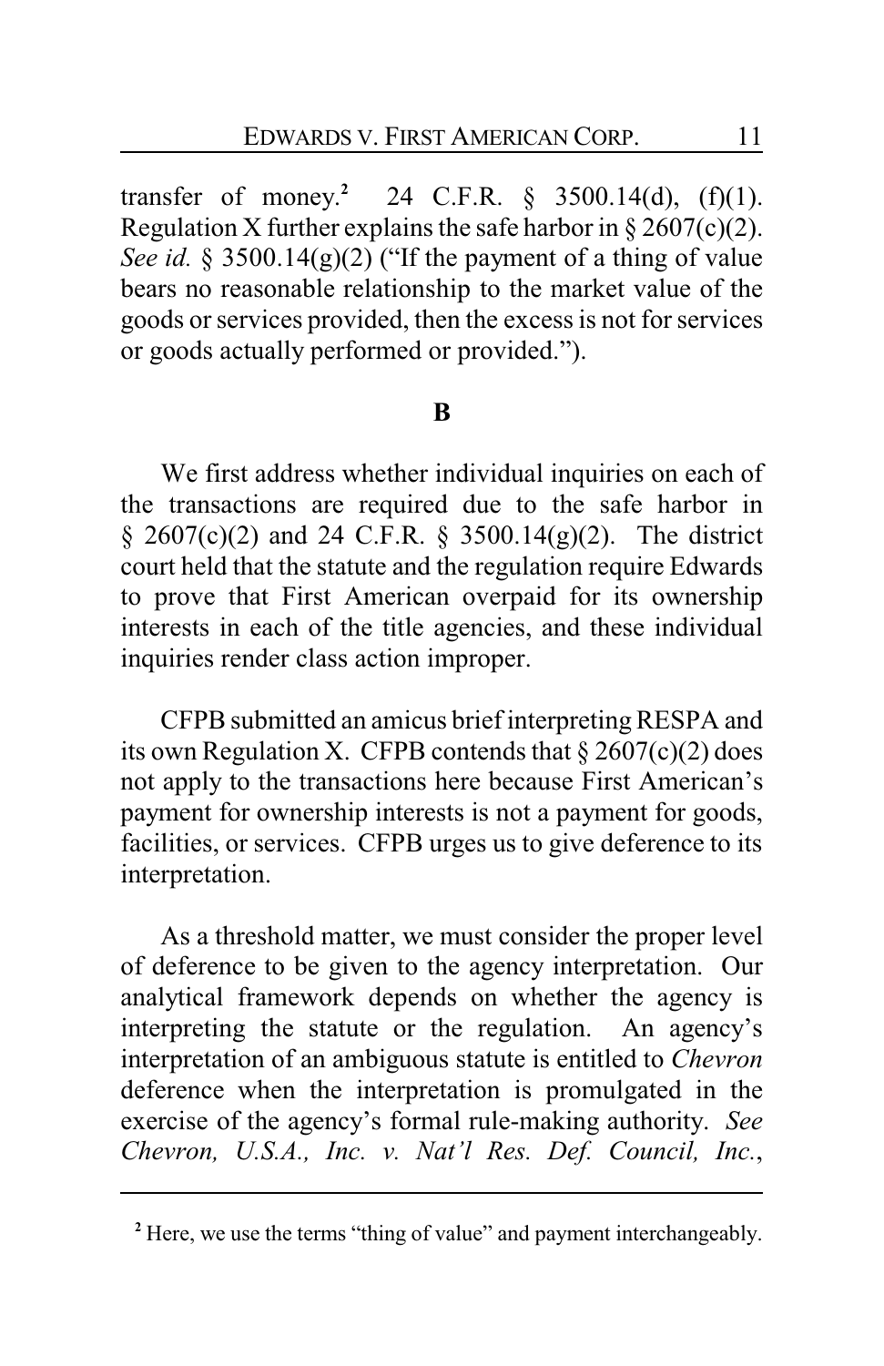transfer of money.[2] 24 C.F.R. § 3500.14(d), (f)(1). Regulation X further explains the safe harbor in § 2607(c)(2). *See id.* § 3500.14(g)(2) ("If the payment of a thing of value bears no reasonable relationship to the market value of the goods or services provided, then the excess is not for services or goods actually performed or provided.").

## B

We first address whether individual inquiries on each of the transactions are required due to the safe harbor in § 2607(c)(2) and 24 C.F.R. § 3500.14(g)(2). The district court held that the statute and the regulation require Edwards to prove that First American overpaid for its ownership interests in each of the title agencies, and these individual inquiries render class action improper.

CFPB submitted an amicus brief interpreting RESPA and its own Regulation X. CFPB contends that § 2607(c)(2) does not apply to the transactions here because First American's payment for ownership interests is not a payment for goods, facilities, or services. CFPB urges us to give deference to its interpretation.

As a threshold matter, we must consider the proper level of deference to be given to the agency interpretation. Our analytical framework depends on whether the agency is interpreting the statute or the regulation. An agency's interpretation of an ambiguous statute is entitled to *Chevron* deference when the interpretation is promulgated in the exercise of the agency's formal rule-making authority. *See Chevron, U.S.A., Inc. v. Nat'l Res. Def. Council, Inc.*,

---

[2] Here, we use the terms "thing of value" and payment interchangeably.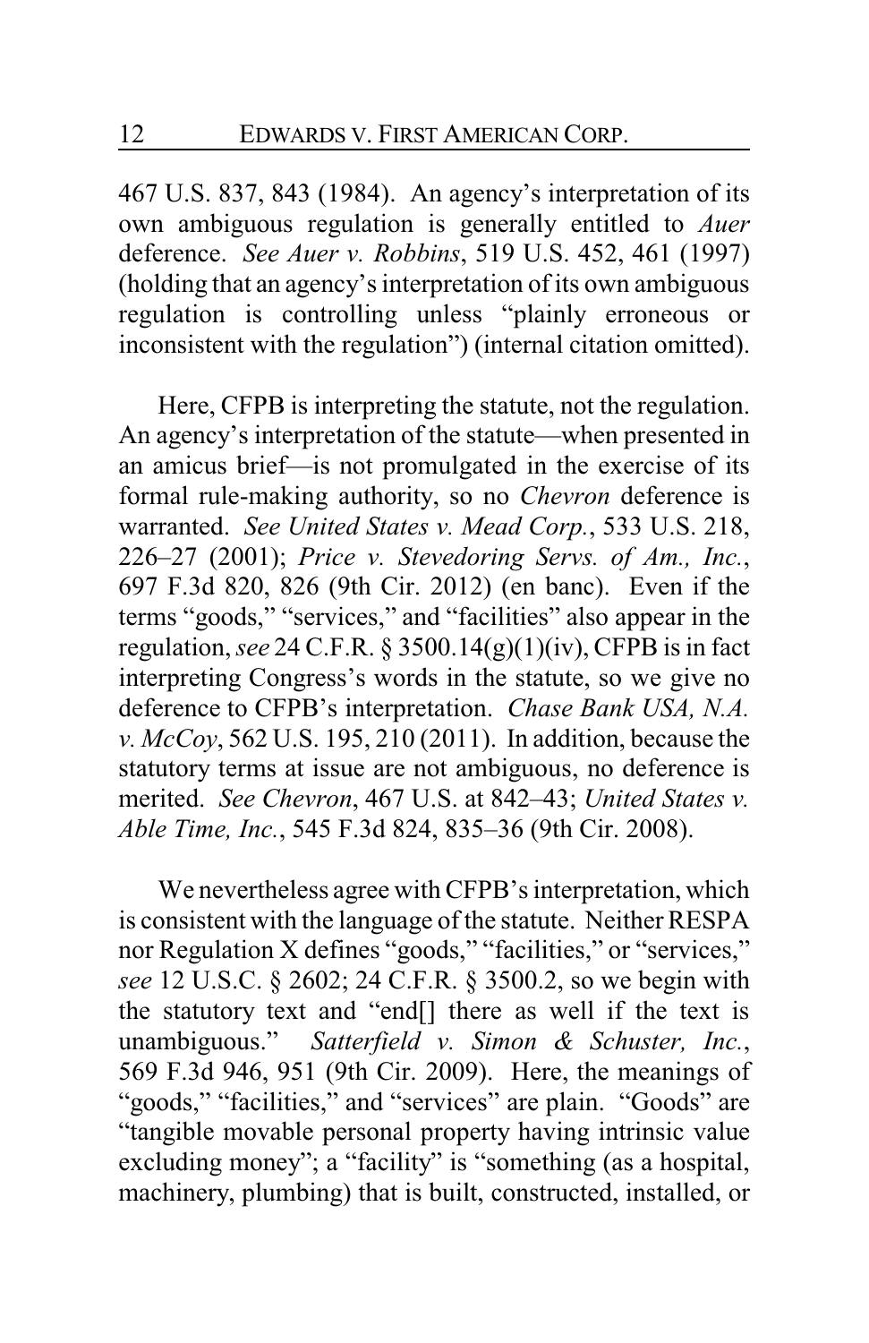467 U.S. 837, 843 (1984). An agency's interpretation of its own ambiguous regulation is generally entitled to *Auer* deference. *See Auer v. Robbins*, 519 U.S. 452, 461 (1997) (holding that an agency's interpretation of its own ambiguous regulation is controlling unless "plainly erroneous or inconsistent with the regulation") (internal citation omitted).

Here, CFPB is interpreting the statute, not the regulation. An agency's interpretation of the statute—when presented in an amicus brief—is not promulgated in the exercise of its formal rule-making authority, so no *Chevron* deference is warranted. *See United States v. Mead Corp.*, 533 U.S. 218, 226–27 (2001); *Price v. Stevedoring Servs. of Am., Inc.*, 697 F.3d 820, 826 (9th Cir. 2012) (en banc). Even if the terms "goods," "services," and "facilities" also appear in the regulation, *see* 24 C.F.R. § 3500.14(g)(1)(iv), CFPB is in fact interpreting Congress's words in the statute, so we give no deference to CFPB's interpretation. *Chase Bank USA, N.A. v. McCoy*, 562 U.S. 195, 210 (2011). In addition, because the statutory terms at issue are not ambiguous, no deference is merited. *See Chevron*, 467 U.S. at 842–43; *United States v. Able Time, Inc.*, 545 F.3d 824, 835–36 (9th Cir. 2008).

We nevertheless agree with CFPB's interpretation, which is consistent with the language of the statute. Neither RESPA nor Regulation X defines "goods," "facilities," or "services," *see* 12 U.S.C. § 2602; 24 C.F.R. § 3500.2, so we begin with the statutory text and "end[] there as well if the text is unambiguous." *Satterfield v. Simon & Schuster, Inc.*, 569 F.3d 946, 951 (9th Cir. 2009). Here, the meanings of "goods," "facilities," and "services" are plain. "Goods" are "tangible movable personal property having intrinsic value excluding money"; a "facility" is "something (as a hospital, machinery, plumbing) that is built, constructed, installed, or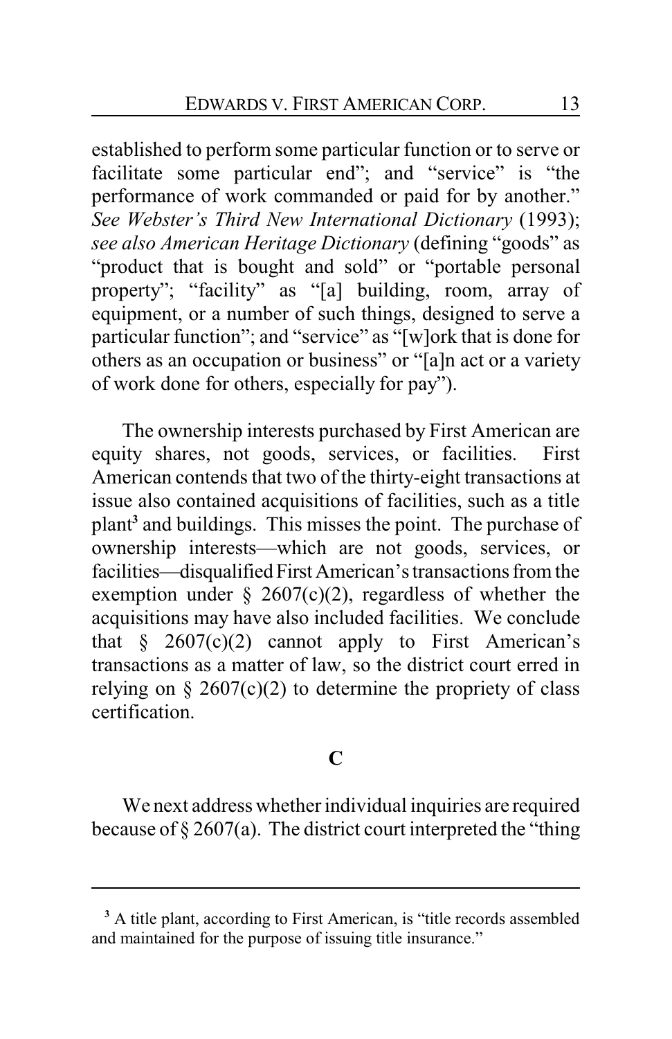established to perform some particular function or to serve or facilitate some particular end"; and "service" is "the performance of work commanded or paid for by another." *See Webster's Third New International Dictionary* (1993); *see also American Heritage Dictionary* (defining "goods" as "product that is bought and sold" or "portable personal property"; "facility" as "[a] building, room, array of equipment, or a number of such things, designed to serve a particular function"; and "service" as "[w]ork that is done for others as an occupation or business" or "[a]n act or a variety of work done for others, especially for pay").

The ownership interests purchased by First American are equity shares, not goods, services, or facilities. First American contends that two of the thirty-eight transactions at issue also contained acquisitions of facilities, such as a title plant[3] and buildings. This misses the point. The purchase of ownership interests—which are not goods, services, or facilities—disqualified First American's transactions from the exemption under § 2607(c)(2), regardless of whether the acquisitions may have also included facilities. We conclude that § 2607(c)(2) cannot apply to First American's transactions as a matter of law, so the district court erred in relying on § 2607(c)(2) to determine the propriety of class certification.

### C

We next address whether individual inquiries are required because of § 2607(a). The district court interpreted the "thing

[3] A title plant, according to First American, is "title records assembled and maintained for the purpose of issuing title insurance."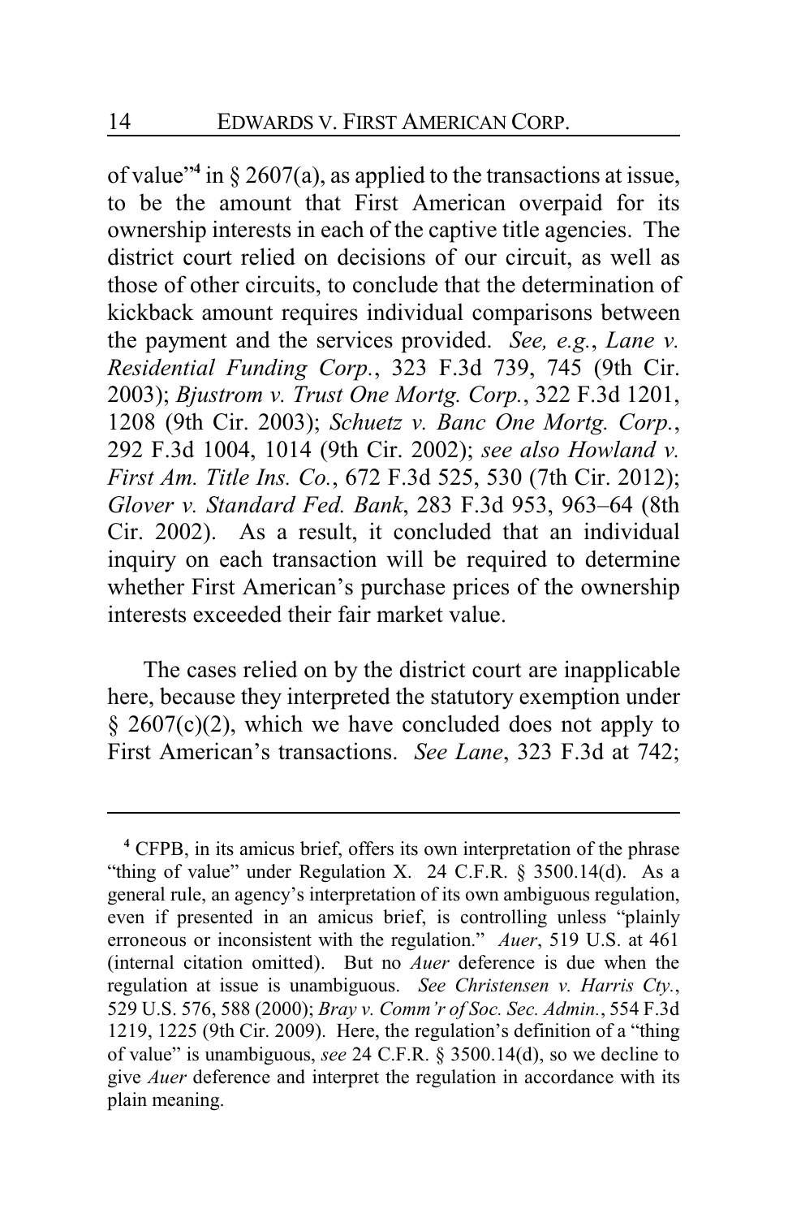of value"[4] in § 2607(a), as applied to the transactions at issue, to be the amount that First American overpaid for its ownership interests in each of the captive title agencies. The district court relied on decisions of our circuit, as well as those of other circuits, to conclude that the determination of kickback amount requires individual comparisons between the payment and the services provided. *See, e.g.*, *Lane v. Residential Funding Corp.*, 323 F.3d 739, 745 (9th Cir. 2003); *Bjustrom v. Trust One Mortg. Corp.*, 322 F.3d 1201, 1208 (9th Cir. 2003); *Schuetz v. Banc One Mortg. Corp.*, 292 F.3d 1004, 1014 (9th Cir. 2002); *see also Howland v. First Am. Title Ins. Co.*, 672 F.3d 525, 530 (7th Cir. 2012); *Glover v. Standard Fed. Bank*, 283 F.3d 953, 963–64 (8th Cir. 2002). As a result, it concluded that an individual inquiry on each transaction will be required to determine whether First American's purchase prices of the ownership interests exceeded their fair market value.

The cases relied on by the district court are inapplicable here, because they interpreted the statutory exemption under § 2607(c)(2), which we have concluded does not apply to First American's transactions. *See Lane*, 323 F.3d at 742;

---

[4] CFPB, in its amicus brief, offers its own interpretation of the phrase "thing of value" under Regulation X. 24 C.F.R. § 3500.14(d). As a general rule, an agency's interpretation of its own ambiguous regulation, even if presented in an amicus brief, is controlling unless "plainly erroneous or inconsistent with the regulation." *Auer*, 519 U.S. at 461 (internal citation omitted). But no *Auer* deference is due when the regulation at issue is unambiguous. *See Christensen v. Harris Cty.*, 529 U.S. 576, 588 (2000); *Bray v. Comm'r of Soc. Sec. Admin.*, 554 F.3d 1219, 1225 (9th Cir. 2009). Here, the regulation's definition of a "thing of value" is unambiguous, *see* 24 C.F.R. § 3500.14(d), so we decline to give *Auer* deference and interpret the regulation in accordance with its plain meaning.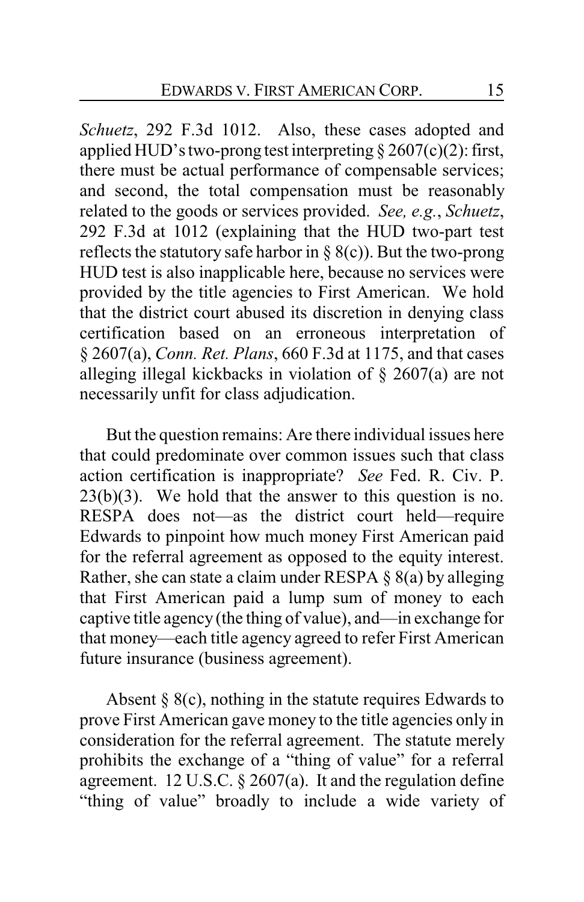*Schuetz*, 292 F.3d 1012. Also, these cases adopted and applied HUD's two-prong test interpreting § 2607(c)(2): first, there must be actual performance of compensable services; and second, the total compensation must be reasonably related to the goods or services provided. *See, e.g.*, *Schuetz*, 292 F.3d at 1012 (explaining that the HUD two-part test reflects the statutory safe harbor in § 8(c)). But the two-prong HUD test is also inapplicable here, because no services were provided by the title agencies to First American. We hold that the district court abused its discretion in denying class certification based on an erroneous interpretation of § 2607(a), *Conn. Ret. Plans*, 660 F.3d at 1175, and that cases alleging illegal kickbacks in violation of § 2607(a) are not necessarily unfit for class adjudication.

But the question remains: Are there individual issues here that could predominate over common issues such that class action certification is inappropriate? *See* Fed. R. Civ. P. 23(b)(3). We hold that the answer to this question is no. RESPA does not—as the district court held—require Edwards to pinpoint how much money First American paid for the referral agreement as opposed to the equity interest. Rather, she can state a claim under RESPA § 8(a) by alleging that First American paid a lump sum of money to each captive title agency (the thing of value), and—in exchange for that money—each title agency agreed to refer First American future insurance (business agreement).

Absent § 8(c), nothing in the statute requires Edwards to prove First American gave money to the title agencies only in consideration for the referral agreement. The statute merely prohibits the exchange of a "thing of value" for a referral agreement. 12 U.S.C. § 2607(a). It and the regulation define "thing of value" broadly to include a wide variety of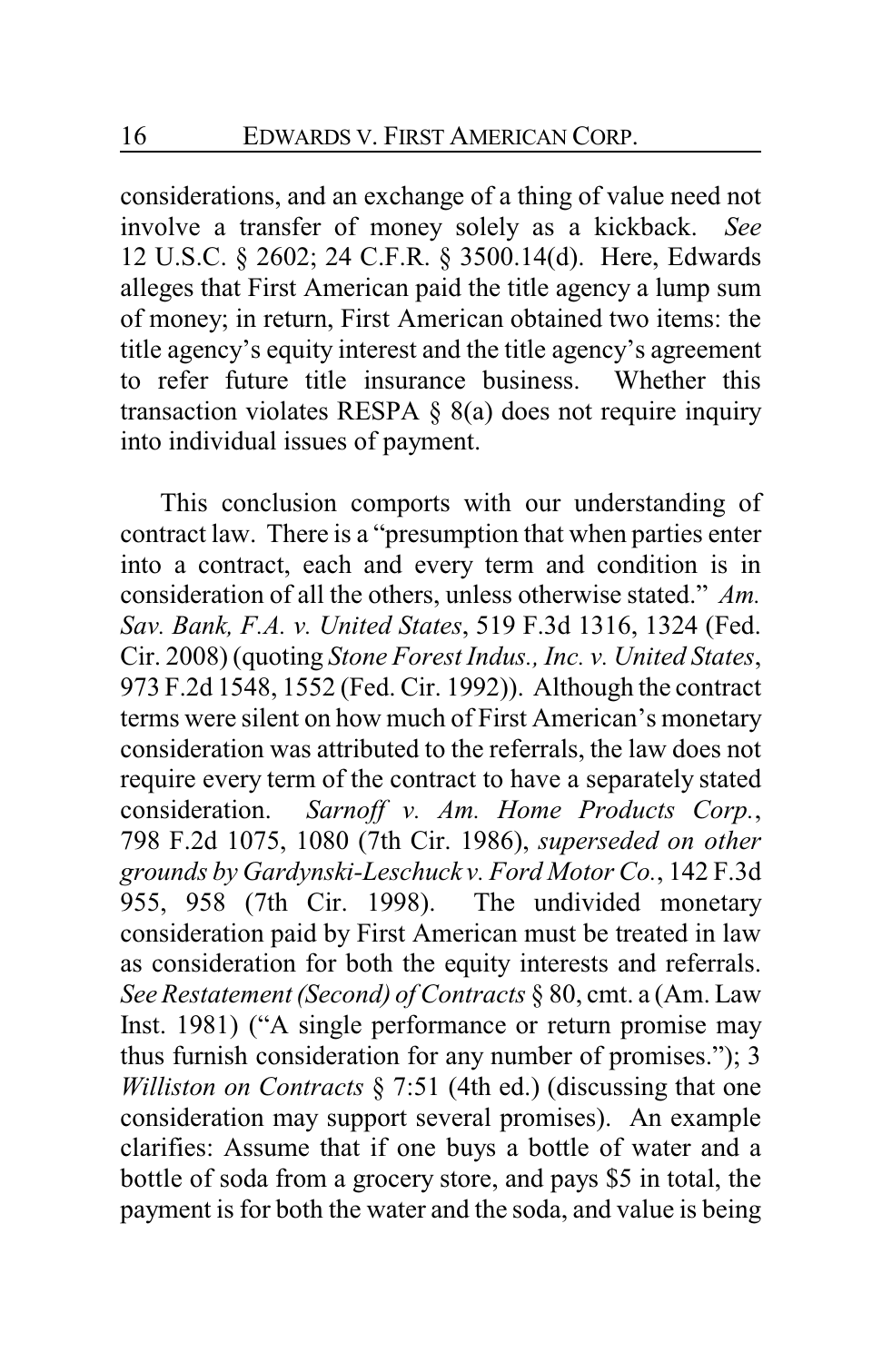considerations, and an exchange of a thing of value need not involve a transfer of money solely as a kickback. *See* 12 U.S.C. § 2602; 24 C.F.R. § 3500.14(d). Here, Edwards alleges that First American paid the title agency a lump sum of money; in return, First American obtained two items: the title agency's equity interest and the title agency's agreement to refer future title insurance business. Whether this transaction violates RESPA § 8(a) does not require inquiry into individual issues of payment.

This conclusion comports with our understanding of contract law. There is a "presumption that when parties enter into a contract, each and every term and condition is in consideration of all the others, unless otherwise stated." *Am. Sav. Bank, F.A. v. United States*, 519 F.3d 1316, 1324 (Fed. Cir. 2008) (quoting *Stone Forest Indus., Inc. v. United States*, 973 F.2d 1548, 1552 (Fed. Cir. 1992)). Although the contract terms were silent on how much of First American's monetary consideration was attributed to the referrals, the law does not require every term of the contract to have a separately stated consideration. *Sarnoff v. Am. Home Products Corp.*, 798 F.2d 1075, 1080 (7th Cir. 1986), *superseded on other grounds by Gardynski-Leschuck v. Ford Motor Co.*, 142 F.3d 955, 958 (7th Cir. 1998). The undivided monetary consideration paid by First American must be treated in law as consideration for both the equity interests and referrals. *See Restatement (Second) of Contracts* § 80, cmt. a (Am. Law Inst. 1981) ("A single performance or return promise may thus furnish consideration for any number of promises."); 3 *Williston on Contracts* § 7:51 (4th ed.) (discussing that one consideration may support several promises). An example clarifies: Assume that if one buys a bottle of water and a bottle of soda from a grocery store, and pays $5 in total, the payment is for both the water and the soda, and value is being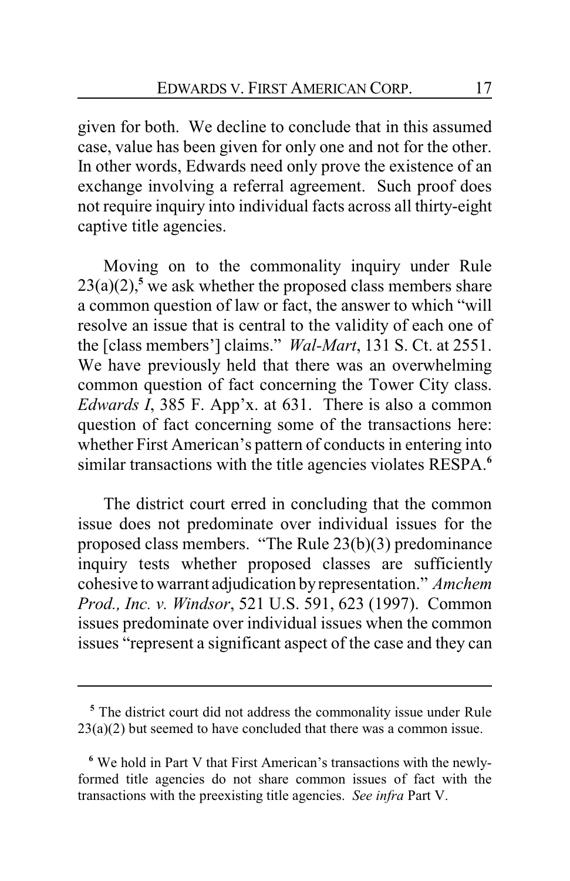given for both. We decline to conclude that in this assumed case, value has been given for only one and not for the other. In other words, Edwards need only prove the existence of an exchange involving a referral agreement. Such proof does not require inquiry into individual facts across all thirty-eight captive title agencies.

Moving on to the commonality inquiry under Rule 23(a)(2),[5] we ask whether the proposed class members share a common question of law or fact, the answer to which "will resolve an issue that is central to the validity of each one of the [class members'] claims." *Wal-Mart*, 131 S. Ct. at 2551. We have previously held that there was an overwhelming common question of fact concerning the Tower City class. *Edwards I*, 385 F. App'x. at 631. There is also a common question of fact concerning some of the transactions here: whether First American's pattern of conducts in entering into similar transactions with the title agencies violates RESPA.[6]

The district court erred in concluding that the common issue does not predominate over individual issues for the proposed class members. "The Rule 23(b)(3) predominance inquiry tests whether proposed classes are sufficiently cohesive to warrant adjudication by representation." *Amchem Prod., Inc. v. Windsor*, 521 U.S. 591, 623 (1997). Common issues predominate over individual issues when the common issues "represent a significant aspect of the case and they can

---

[5] The district court did not address the commonality issue under Rule 23(a)(2) but seemed to have concluded that there was a common issue.

[6] We hold in Part V that First American's transactions with the newly-formed title agencies do not share common issues of fact with the transactions with the preexisting title agencies. *See infra* Part V.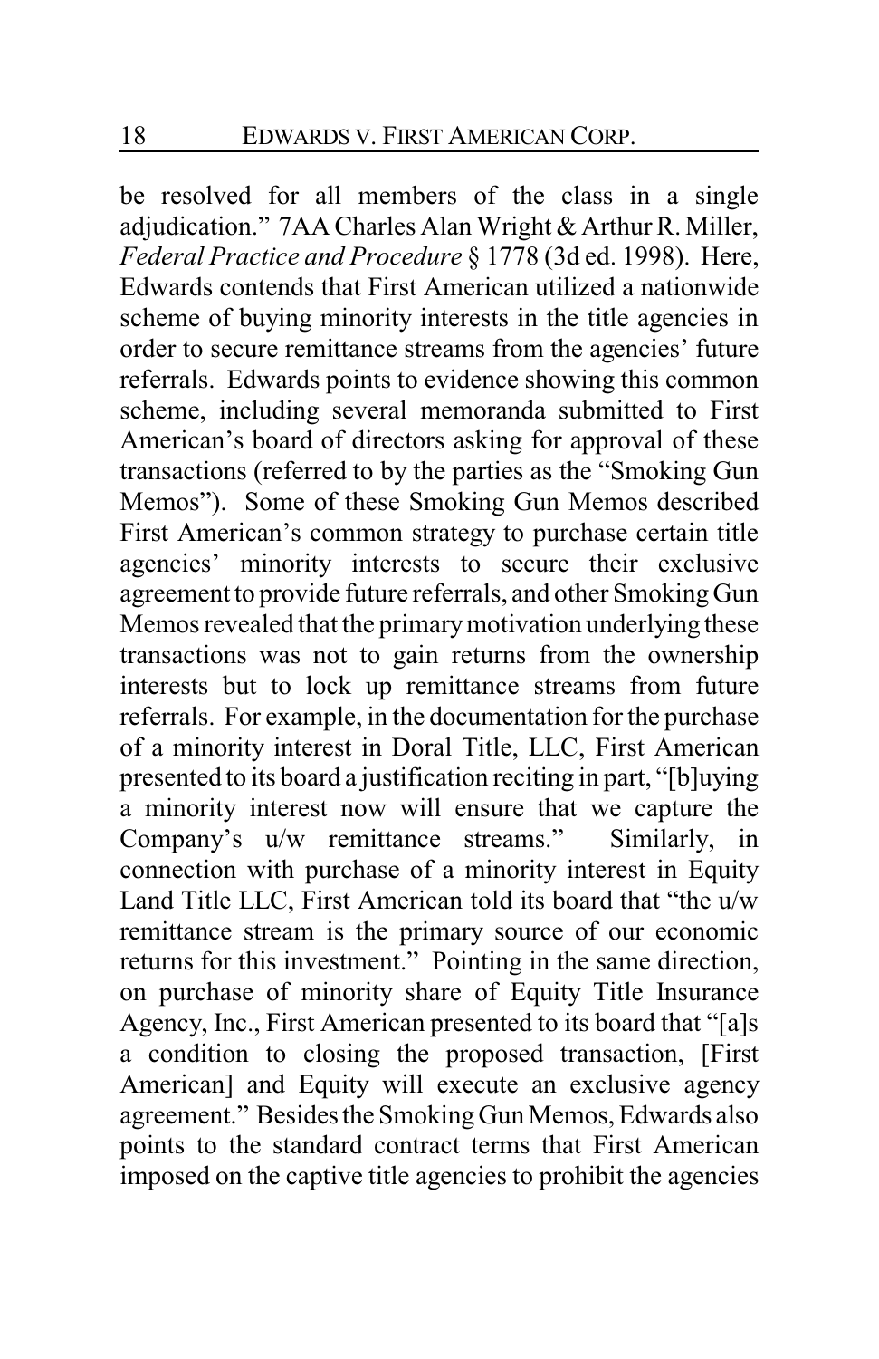be resolved for all members of the class in a single adjudication." 7AA Charles Alan Wright & Arthur R. Miller, *Federal Practice and Procedure* § 1778 (3d ed. 1998). Here, Edwards contends that First American utilized a nationwide scheme of buying minority interests in the title agencies in order to secure remittance streams from the agencies' future referrals. Edwards points to evidence showing this common scheme, including several memoranda submitted to First American's board of directors asking for approval of these transactions (referred to by the parties as the "Smoking Gun Memos"). Some of these Smoking Gun Memos described First American's common strategy to purchase certain title agencies' minority interests to secure their exclusive agreement to provide future referrals, and other Smoking Gun Memos revealed that the primary motivation underlying these transactions was not to gain returns from the ownership interests but to lock up remittance streams from future referrals. For example, in the documentation for the purchase of a minority interest in Doral Title, LLC, First American presented to its board a justification reciting in part, "[b]uying a minority interest now will ensure that we capture the Company's u/w remittance streams." Similarly, in connection with purchase of a minority interest in Equity Land Title LLC, First American told its board that "the u/w remittance stream is the primary source of our economic returns for this investment." Pointing in the same direction, on purchase of minority share of Equity Title Insurance Agency, Inc., First American presented to its board that "[a]s a condition to closing the proposed transaction, [First American] and Equity will execute an exclusive agency agreement." Besides the Smoking Gun Memos, Edwards also points to the standard contract terms that First American imposed on the captive title agencies to prohibit the agencies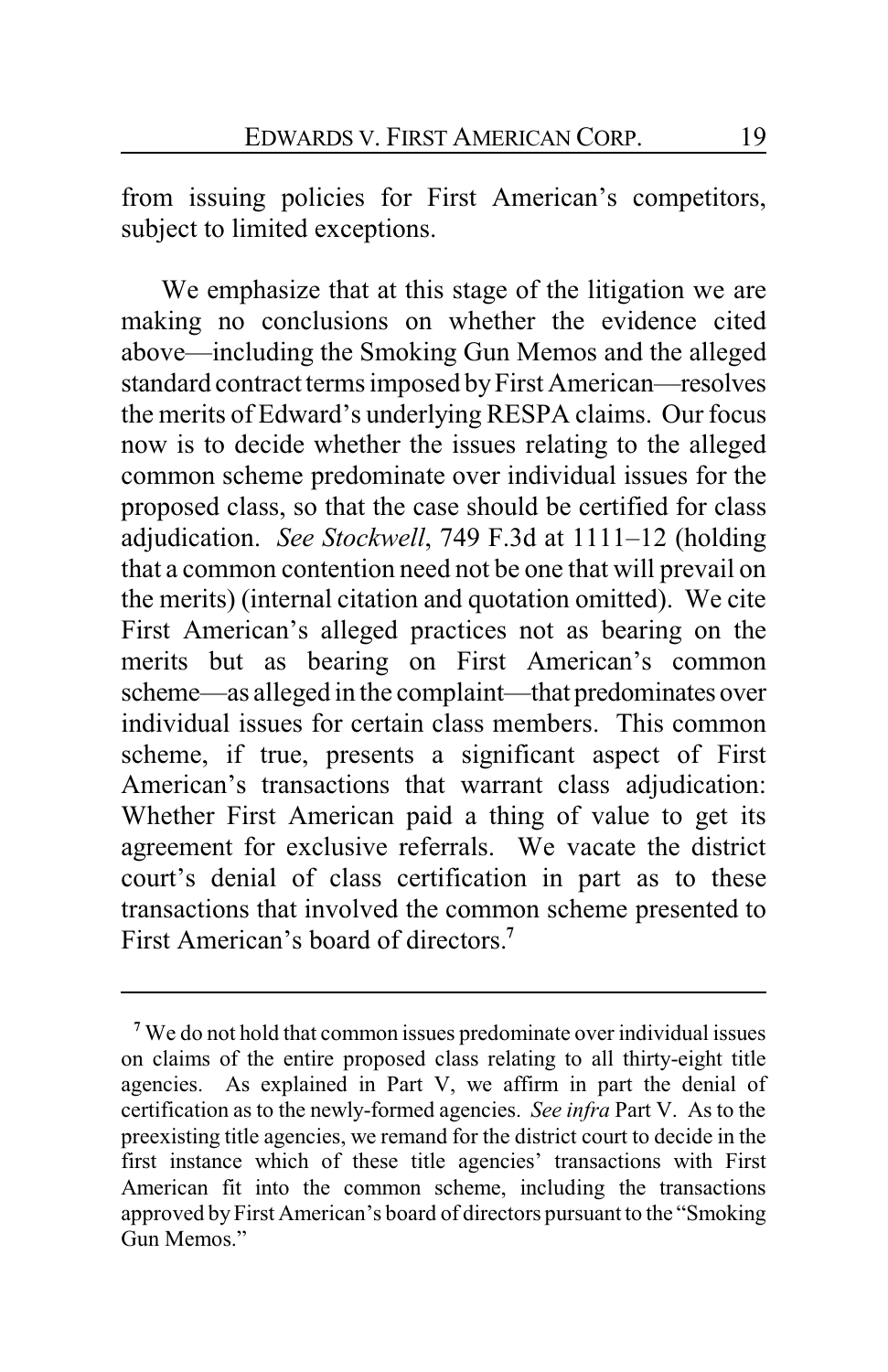from issuing policies for First American's competitors, subject to limited exceptions.

We emphasize that at this stage of the litigation we are making no conclusions on whether the evidence cited above—including the Smoking Gun Memos and the alleged standard contract terms imposed by First American—resolves the merits of Edward's underlying RESPA claims. Our focus now is to decide whether the issues relating to the alleged common scheme predominate over individual issues for the proposed class, so that the case should be certified for class adjudication. *See Stockwell*, 749 F.3d at 1111–12 (holding that a common contention need not be one that will prevail on the merits) (internal citation and quotation omitted). We cite First American's alleged practices not as bearing on the merits but as bearing on First American's common scheme—as alleged in the complaint—that predominates over individual issues for certain class members. This common scheme, if true, presents a significant aspect of First American's transactions that warrant class adjudication: Whether First American paid a thing of value to get its agreement for exclusive referrals. We vacate the district court's denial of class certification in part as to these transactions that involved the common scheme presented to First American's board of directors.[7]

---

[7] We do not hold that common issues predominate over individual issues on claims of the entire proposed class relating to all thirty-eight title agencies. As explained in Part V, we affirm in part the denial of certification as to the newly-formed agencies. *See infra* Part V. As to the preexisting title agencies, we remand for the district court to decide in the first instance which of these title agencies' transactions with First American fit into the common scheme, including the transactions approved by First American's board of directors pursuant to the "Smoking Gun Memos."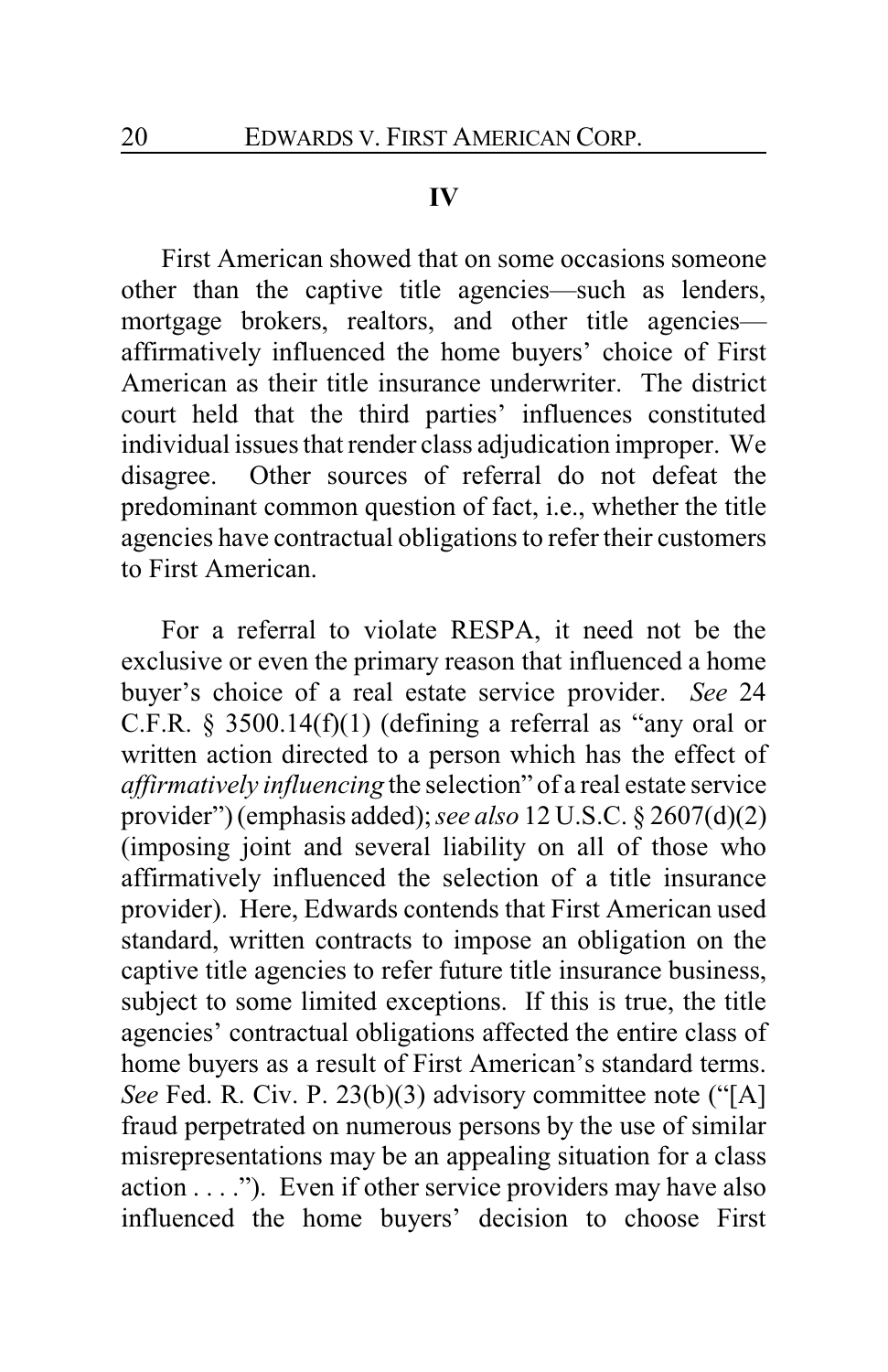## IV

First American showed that on some occasions someone other than the captive title agencies—such as lenders, mortgage brokers, realtors, and other title agencies—affirmatively influenced the home buyers' choice of First American as their title insurance underwriter. The district court held that the third parties' influences constituted individual issues that render class adjudication improper. We disagree. Other sources of referral do not defeat the predominant common question of fact, i.e., whether the title agencies have contractual obligations to refer their customers to First American.

For a referral to violate RESPA, it need not be the exclusive or even the primary reason that influenced a home buyer's choice of a real estate service provider. *See* 24 C.F.R. § 3500.14(f)(1) (defining a referral as "any oral or written action directed to a person which has the effect of *affirmatively influencing* the selection" of a real estate service provider") (emphasis added); *see also* 12 U.S.C. § 2607(d)(2) (imposing joint and several liability on all of those who affirmatively influenced the selection of a title insurance provider). Here, Edwards contends that First American used standard, written contracts to impose an obligation on the captive title agencies to refer future title insurance business, subject to some limited exceptions. If this is true, the title agencies' contractual obligations affected the entire class of home buyers as a result of First American's standard terms. *See* Fed. R. Civ. P. 23(b)(3) advisory committee note ("[A] fraud perpetrated on numerous persons by the use of similar misrepresentations may be an appealing situation for a class action . . . ."). Even if other service providers may have also influenced the home buyers' decision to choose First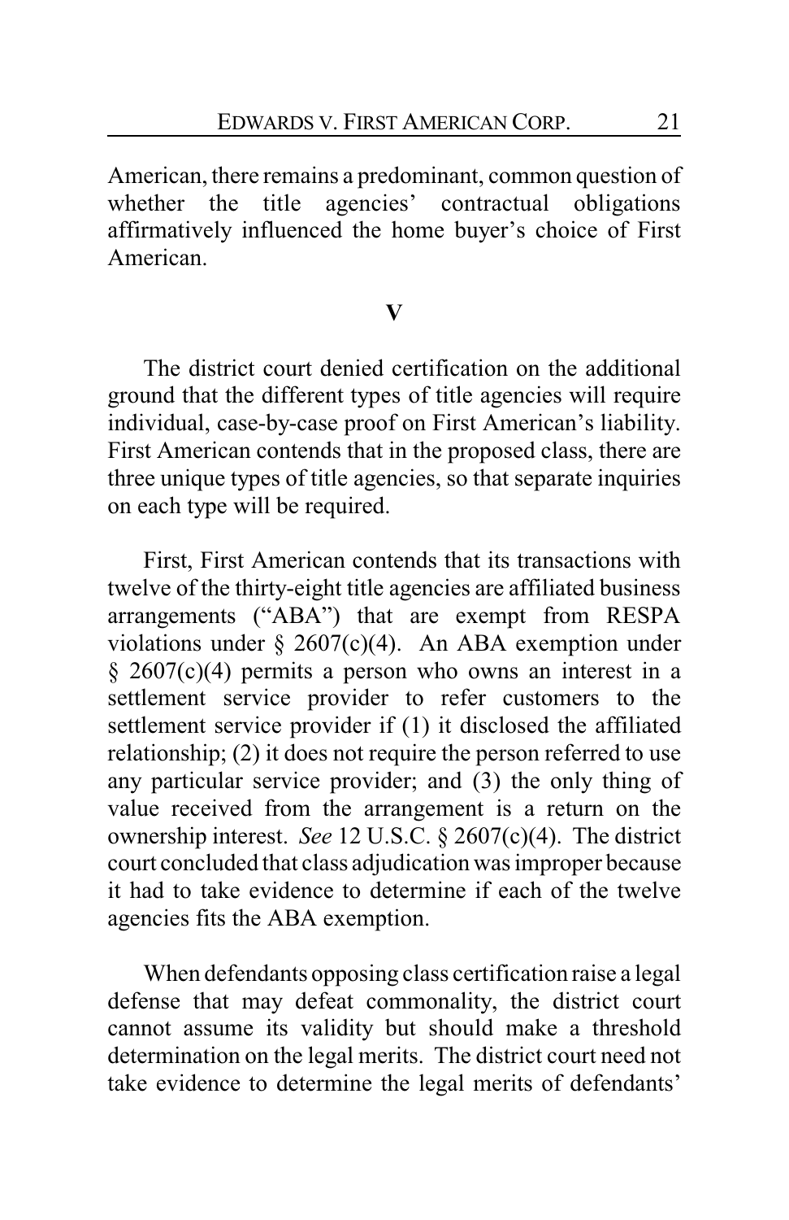American, there remains a predominant, common question of whether the title agencies' contractual obligations affirmatively influenced the home buyer's choice of First American.

## V

The district court denied certification on the additional ground that the different types of title agencies will require individual, case-by-case proof on First American's liability. First American contends that in the proposed class, there are three unique types of title agencies, so that separate inquiries on each type will be required.

First, First American contends that its transactions with twelve of the thirty-eight title agencies are affiliated business arrangements ("ABA") that are exempt from RESPA violations under § 2607(c)(4). An ABA exemption under § 2607(c)(4) permits a person who owns an interest in a settlement service provider to refer customers to the settlement service provider if (1) it disclosed the affiliated relationship; (2) it does not require the person referred to use any particular service provider; and (3) the only thing of value received from the arrangement is a return on the ownership interest. *See* 12 U.S.C. § 2607(c)(4). The district court concluded that class adjudication was improper because it had to take evidence to determine if each of the twelve agencies fits the ABA exemption.

When defendants opposing class certification raise a legal defense that may defeat commonality, the district court cannot assume its validity but should make a threshold determination on the legal merits. The district court need not take evidence to determine the legal merits of defendants'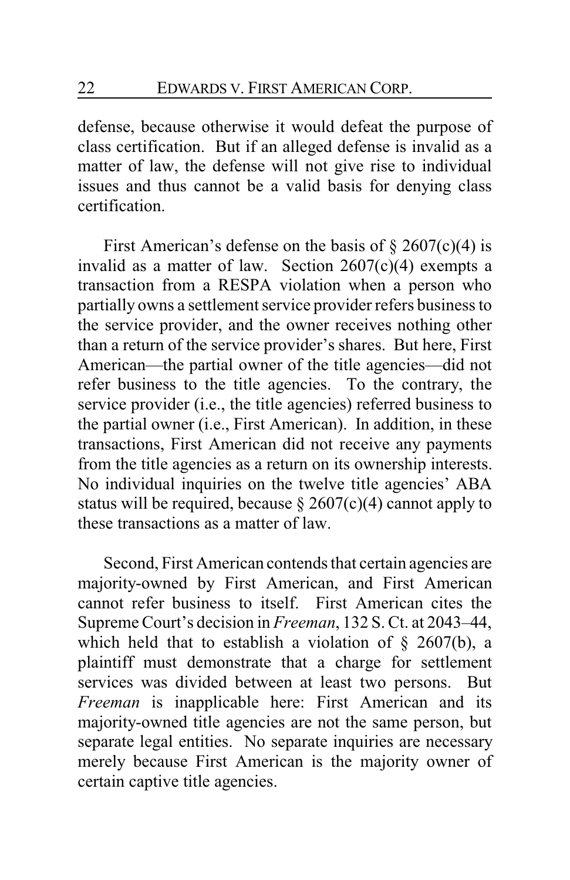defense, because otherwise it would defeat the purpose of class certification. But if an alleged defense is invalid as a matter of law, the defense will not give rise to individual issues and thus cannot be a valid basis for denying class certification.

First American's defense on the basis of § 2607(c)(4) is invalid as a matter of law. Section 2607(c)(4) exempts a transaction from a RESPA violation when a person who partially owns a settlement service provider refers business to the service provider, and the owner receives nothing other than a return of the service provider's shares. But here, First American—the partial owner of the title agencies—did not refer business to the title agencies. To the contrary, the service provider (i.e., the title agencies) referred business to the partial owner (i.e., First American). In addition, in these transactions, First American did not receive any payments from the title agencies as a return on its ownership interests. No individual inquiries on the twelve title agencies' ABA status will be required, because § 2607(c)(4) cannot apply to these transactions as a matter of law.

Second, First American contends that certain agencies are majority-owned by First American, and First American cannot refer business to itself. First American cites the Supreme Court's decision in *Freeman*, 132 S. Ct. at 2043–44, which held that to establish a violation of § 2607(b), a plaintiff must demonstrate that a charge for settlement services was divided between at least two persons. But *Freeman* is inapplicable here: First American and its majority-owned title agencies are not the same person, but separate legal entities. No separate inquiries are necessary merely because First American is the majority owner of certain captive title agencies.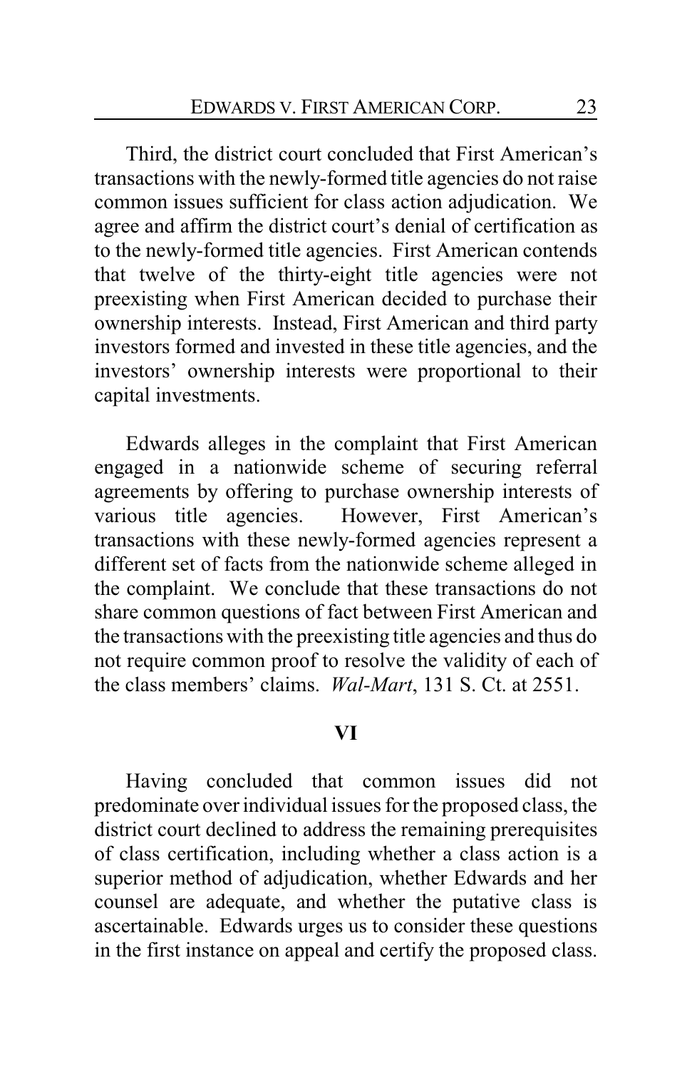Third, the district court concluded that First American's transactions with the newly-formed title agencies do not raise common issues sufficient for class action adjudication. We agree and affirm the district court's denial of certification as to the newly-formed title agencies. First American contends that twelve of the thirty-eight title agencies were not preexisting when First American decided to purchase their ownership interests. Instead, First American and third party investors formed and invested in these title agencies, and the investors' ownership interests were proportional to their capital investments.

Edwards alleges in the complaint that First American engaged in a nationwide scheme of securing referral agreements by offering to purchase ownership interests of various title agencies. However, First American's transactions with these newly-formed agencies represent a different set of facts from the nationwide scheme alleged in the complaint. We conclude that these transactions do not share common questions of fact between First American and the transactions with the preexisting title agencies and thus do not require common proof to resolve the validity of each of the class members' claims. *Wal-Mart*, 131 S. Ct. at 2551.

## VI

Having concluded that common issues did not predominate over individual issues for the proposed class, the district court declined to address the remaining prerequisites of class certification, including whether a class action is a superior method of adjudication, whether Edwards and her counsel are adequate, and whether the putative class is ascertainable. Edwards urges us to consider these questions in the first instance on appeal and certify the proposed class.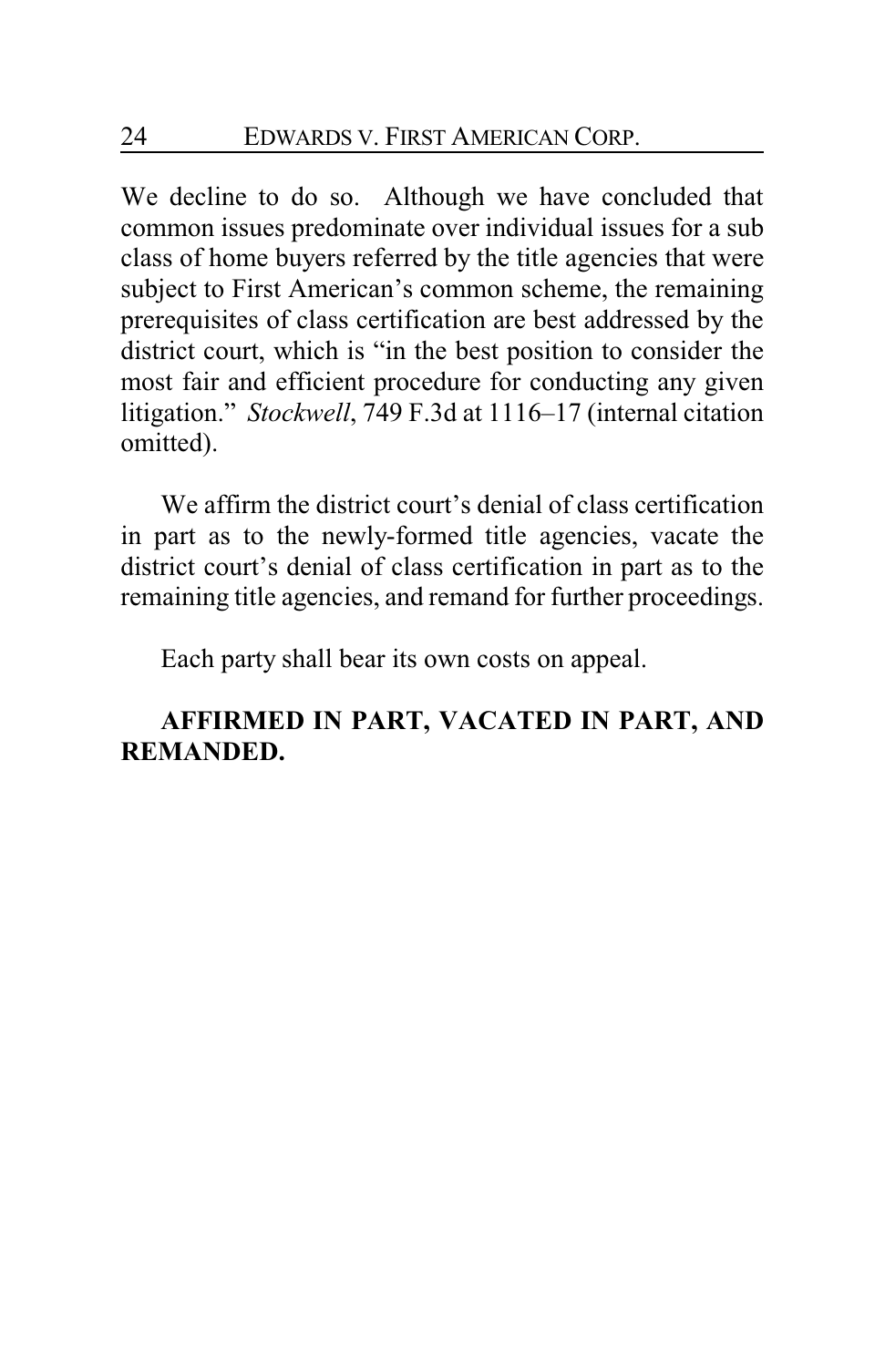We decline to do so. Although we have concluded that common issues predominate over individual issues for a sub class of home buyers referred by the title agencies that were subject to First American's common scheme, the remaining prerequisites of class certification are best addressed by the district court, which is "in the best position to consider the most fair and efficient procedure for conducting any given litigation." *Stockwell*, 749 F.3d at 1116–17 (internal citation omitted).

We affirm the district court's denial of class certification in part as to the newly-formed title agencies, vacate the district court's denial of class certification in part as to the remaining title agencies, and remand for further proceedings.

Each party shall bear its own costs on appeal.

**AFFIRMED IN PART, VACATED IN PART, AND REMANDED.**